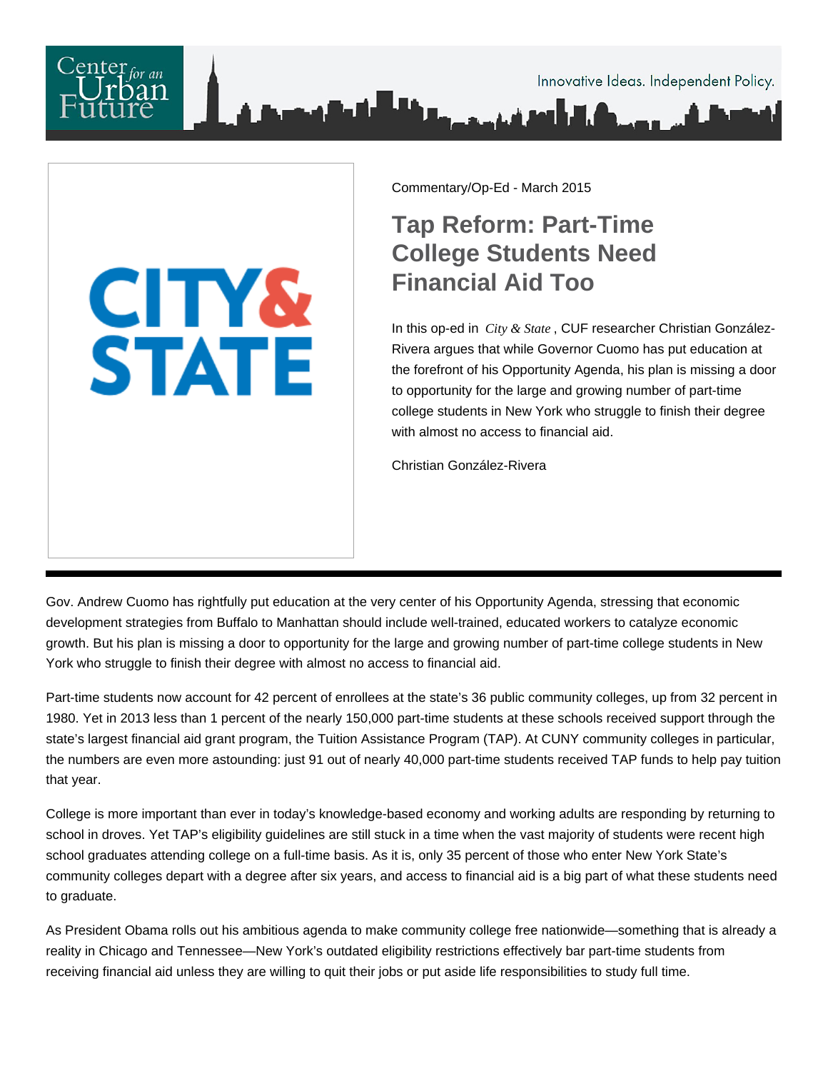Commentary/Op-Ed - March 2015

# Tap Reform: Part-Time College Students Need Financial Aid Too

In this op-ed in *City & State*, CUF researcher Christian González-Rivera argues that while Governor Cuomo has put education at the forefront of his Opportunity Agenda, his plan is missing a door to opportunity for the large and growing number of part-time college students in New York who struggle to finish their degree with almost no access to financial aid.

Christian González-Rivera

Gov. Andrew Cuomo has rightfully put education at the very center of his Opportunity Agenda, stressing that economic development strategies from Buffalo to Manhattan should include well-trained, educated workers to catalyze economic growth. But his plan is missing a door to opportunity for the large and growing number of part-time college students in New York who struggle to finish their degree with almost no access to financial aid.

Part-time students now account for 42 percent of enrollees at the state's 36 public community colleges, up from 32 percent in 1980. Yet in 2013 less than 1 percent of the nearly 150,000 part-time students at these schools received support through the state's largest financial aid grant program, the Tuition Assistance Program (TAP). At CUNY community colleges in particular, the numbers are even more astounding: just 91 out of nearly 40,000 part-time students received TAP funds to help pay tuition that year.

College is more important than ever in today's knowledge-based economy and working adults are responding by returning to school in droves. Yet TAP's eligibility guidelines are still stuck in a time when the vast majority of students were recent high school graduates attending college on a full-time basis. As it is, only 35 percent of those who enter New York State's community colleges depart with a degree after six years, and access to financial aid is a big part of what these students need to graduate.

As President Obama rolls out his ambitious agenda to make community college free nationwide—something that is already a reality in Chicago and Tennessee—New York's outdated eligibility restrictions effectively bar part-time students from receiving financial aid unless they are willing to quit their jobs or put aside life responsibilities to study full time.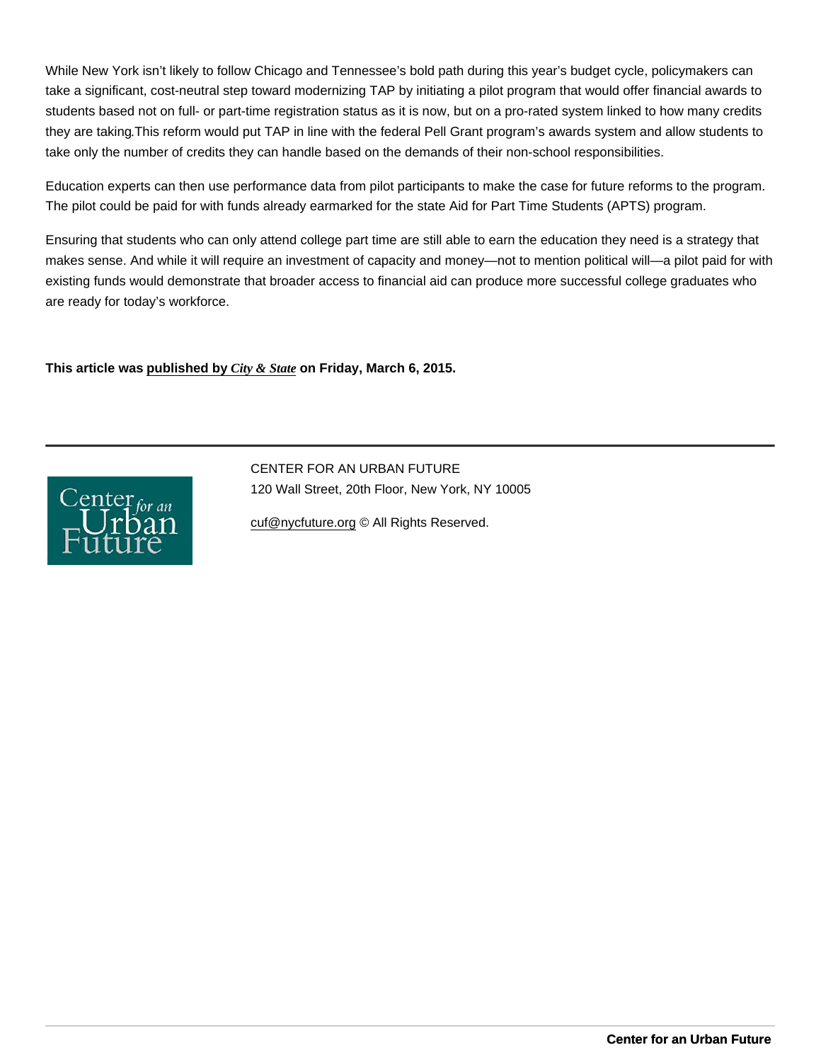While New York isn't likely to follow Chicago and Tennessee's bold path during this year's budget cycle, policymakers can take a significant, cost-neutral step toward modernizing TAP by initiating a pilot program that would offer financial awards to students based not on full- or part-time registration status as it is now, but on a pro-rated system linked to how many credits they are taking.This reform would put TAP in line with the federal Pell Grant program's awards system and allow students to take only the number of credits they can handle based on the demands of their non-school responsibilities.

Education experts can then use performance data from pilot participants to make the case for future reforms to the program. The pilot could be paid for with funds already earmarked for the state Aid for Part Time Students (APTS) program.

Ensuring that students who can only attend college part time are still able to earn the education they need is a strategy that makes sense. And while it will require an investment of capacity and money—not to mention political will—a pilot paid for with existing funds would demonstrate that broader access to financial aid can produce more successful college graduates who are ready for today's workforce.

**This article was published by *City & State* on Friday, March 6, 2015.**

---

Center for an Urban Future

CENTER FOR AN URBAN FUTURE
120 Wall Street, 20th Floor, New York, NY 10005

cuf@nycfuture.org © All Rights Reserved.